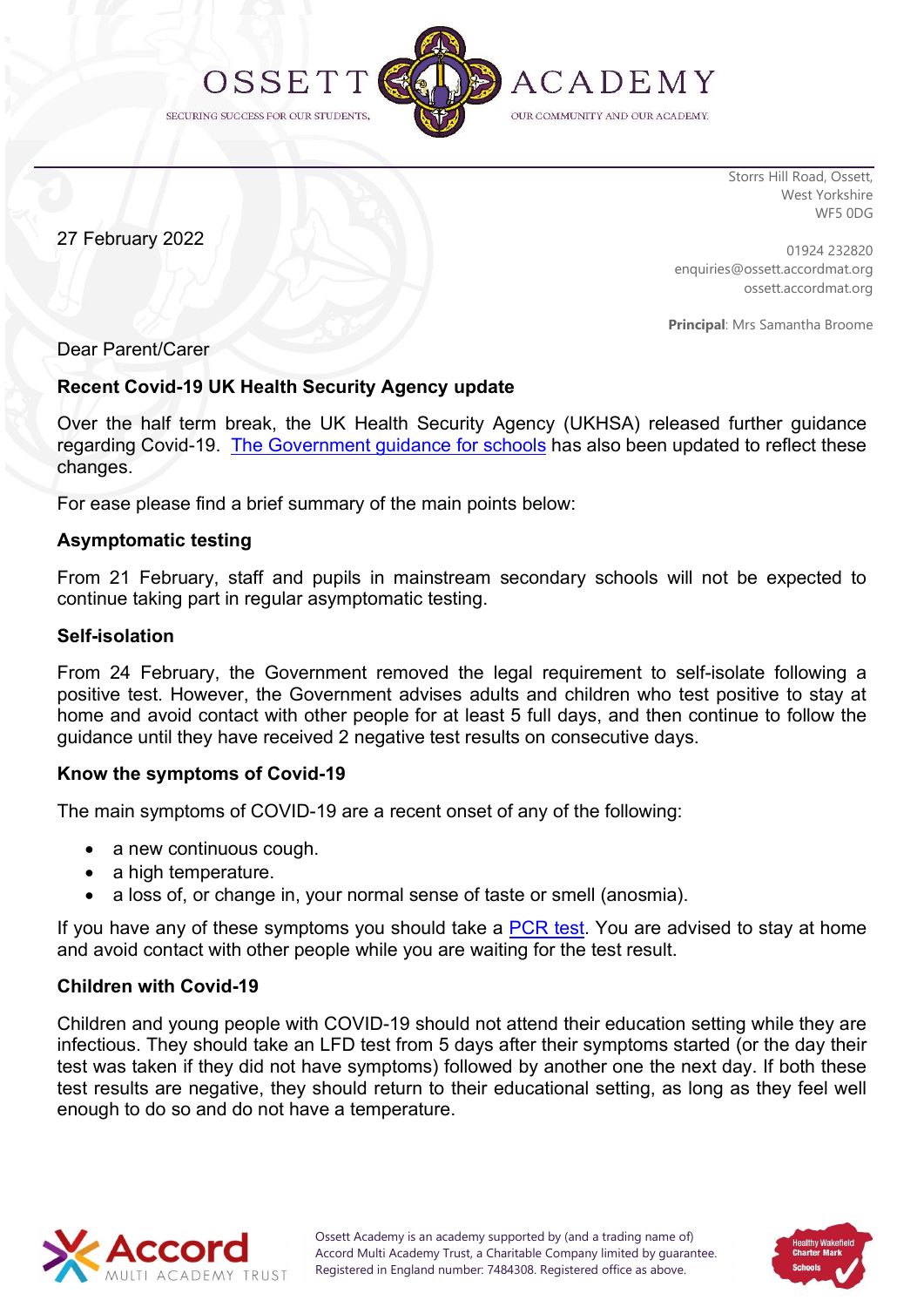# OSSETT ACADEMY

SECURING SUCCESS FOR OUR STUDENTS, OUR COMMUNITY AND OUR ACADEMY.

Storrs Hill Road, Ossett,
West Yorkshire
WF5 0DG

01924 232820
enquiries@ossett.accordmat.org
ossett.accordmat.org

**Principal**: Mrs Samantha Broome

27 February 2022

Dear Parent/Carer

**Recent Covid-19 UK Health Security Agency update**

Over the half term break, the UK Health Security Agency (UKHSA) released further guidance regarding Covid-19. [The Government guidance for schools] has also been updated to reflect these changes.

For ease please find a brief summary of the main points below:

**Asymptomatic testing**

From 21 February, staff and pupils in mainstream secondary schools will not be expected to continue taking part in regular asymptomatic testing.

**Self-isolation**

From 24 February, the Government removed the legal requirement to self-isolate following a positive test. However, the Government advises adults and children who test positive to stay at home and avoid contact with other people for at least 5 full days, and then continue to follow the guidance until they have received 2 negative test results on consecutive days.

**Know the symptoms of Covid-19**

The main symptoms of COVID-19 are a recent onset of any of the following:

- a new continuous cough.
- a high temperature.
- a loss of, or change in, your normal sense of taste or smell (anosmia).

If you have any of these symptoms you should take a [PCR test]. You are advised to stay at home and avoid contact with other people while you are waiting for the test result.

**Children with Covid-19**

Children and young people with COVID-19 should not attend their education setting while they are infectious. They should take an LFD test from 5 days after their symptoms started (or the day their test was taken if they did not have symptoms) followed by another one the next day. If both these test results are negative, they should return to their educational setting, as long as they feel well enough to do so and do not have a temperature.

Ossett Academy is an academy supported by (and a trading name of) Accord Multi Academy Trust, a Charitable Company limited by guarantee. Registered in England number: 7484308. Registered office as above.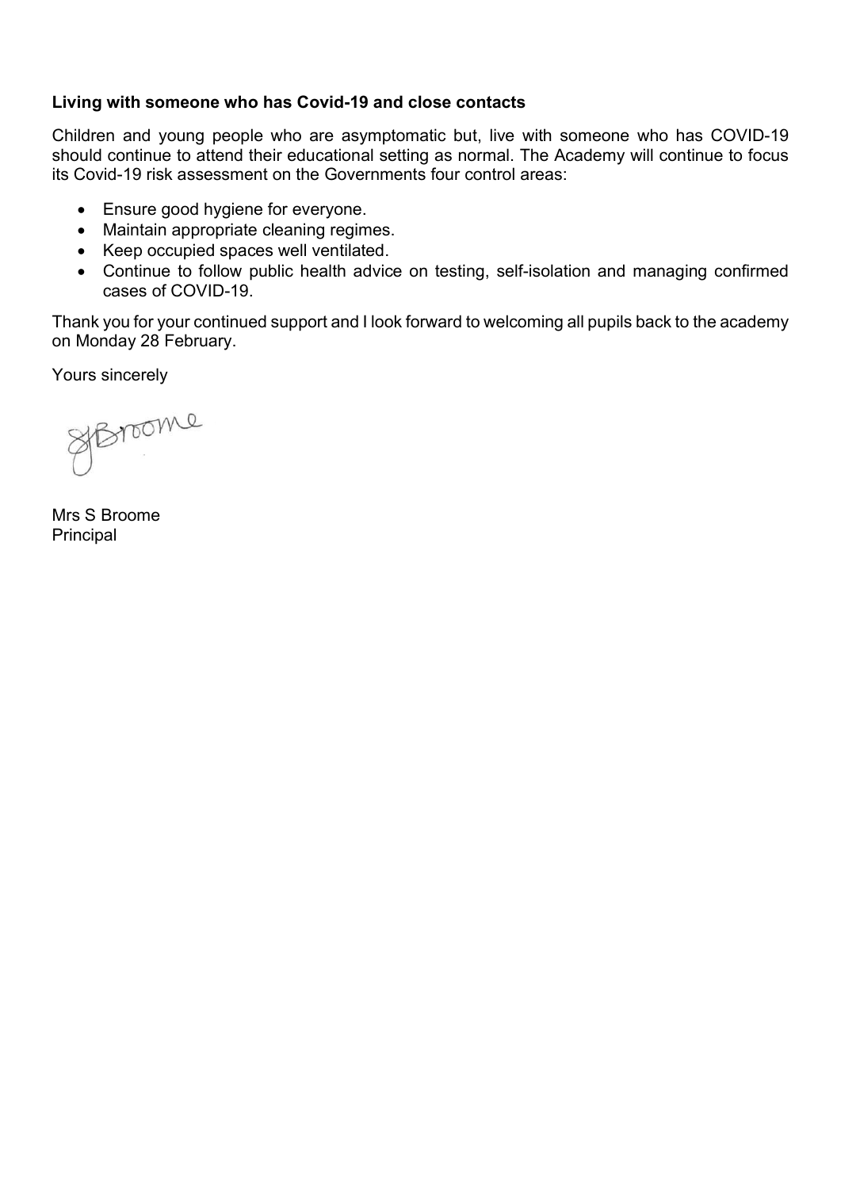**Living with someone who has Covid-19 and close contacts**

Children and young people who are asymptomatic but, live with someone who has COVID-19 should continue to attend their educational setting as normal. The Academy will continue to focus its Covid-19 risk assessment on the Governments four control areas:

- Ensure good hygiene for everyone.
- Maintain appropriate cleaning regimes.
- Keep occupied spaces well ventilated.
- Continue to follow public health advice on testing, self-isolation and managing confirmed cases of COVID-19.

Thank you for your continued support and I look forward to welcoming all pupils back to the academy on Monday 28 February.

Yours sincerely

SJBroome

Mrs S Broome
Principal